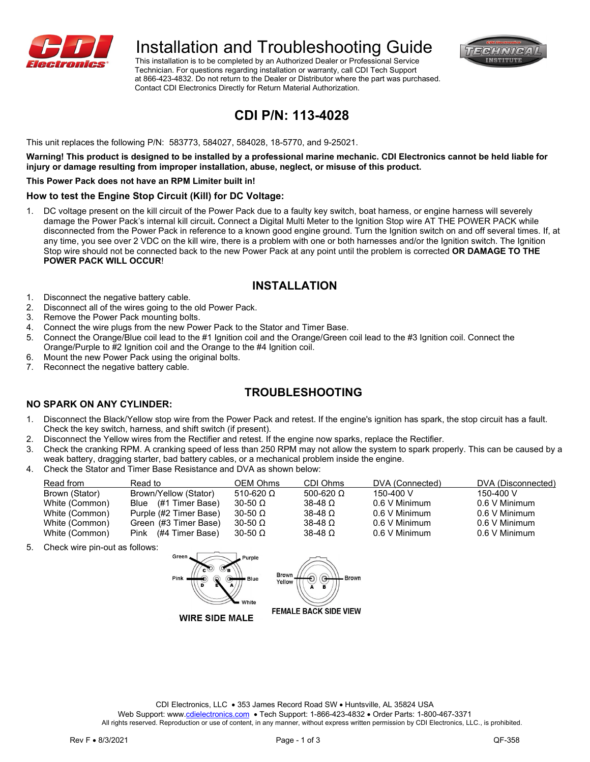# Installation and Troubleshooting Guide

This installation is to be completed by an Authorized Dealer or Professional Service Technician. For questions regarding installation or warranty, call CDI Tech Support at 866-423-4832. Do not return to the Dealer or Distributor where the part was purchased. Contact CDI Electronics Directly for Return Material Authorization.

## CDI P/N: 113-4028

This unit replaces the following P/N: 583773, 584027, 584028, 18-5770, and 9-25021.

**Warning! This product is designed to be installed by a professional marine mechanic. CDI Electronics cannot be held liable for injury or damage resulting from improper installation, abuse, neglect, or misuse of this product.**

**This Power Pack does not have an RPM Limiter built in!**

### How to test the Engine Stop Circuit (Kill) for DC Voltage:

1. DC voltage present on the kill circuit of the Power Pack due to a faulty key switch, boat harness, or engine harness will severely damage the Power Pack's internal kill circuit**.** Connect a Digital Multi Meter to the Ignition Stop wire AT THE POWER PACK while disconnected from the Power Pack in reference to a known good engine ground. Turn the Ignition switch on and off several times. If, at any time, you see over 2 VDC on the kill wire, there is a problem with one or both harnesses and/or the Ignition switch. The Ignition Stop wire should not be connected back to the new Power Pack at any point until the problem is corrected **OR DAMAGE TO THE POWER PACK WILL OCCUR**!

## INSTALLATION

1. Disconnect the negative battery cable.
2. Disconnect all of the wires going to the old Power Pack.
3. Remove the Power Pack mounting bolts.
4. Connect the wire plugs from the new Power Pack to the Stator and Timer Base.
5. Connect the Orange/Blue coil lead to the #1 Ignition coil and the Orange/Green coil lead to the #3 Ignition coil. Connect the Orange/Purple to #2 Ignition coil and the Orange to the #4 Ignition coil.
6. Mount the new Power Pack using the original bolts.
7. Reconnect the negative battery cable.

## TROUBLESHOOTING

### NO SPARK ON ANY CYLINDER:

1. Disconnect the Black/Yellow stop wire from the Power Pack and retest. If the engine's ignition has spark, the stop circuit has a fault. Check the key switch, harness, and shift switch (if present).
2. Disconnect the Yellow wires from the Rectifier and retest. If the engine now sparks, replace the Rectifier.
3. Check the cranking RPM. A cranking speed of less than 250 RPM may not allow the system to spark properly. This can be caused by a weak battery, dragging starter, bad battery cables, or a mechanical problem inside the engine.
4. Check the Stator and Timer Base Resistance and DVA as shown below:

| Read from | Read to | OEM Ohms | CDI Ohms | DVA (Connected) | DVA (Disconnected) |
|---|---|---|---|---|---|
| Brown (Stator) | Brown/Yellow (Stator) | 510-620 Ω | 500-620 Ω | 150-400 V | 150-400 V |
| White (Common) | Blue (#1 Timer Base) | 30-50 Ω | 38-48 Ω | 0.6 V Minimum | 0.6 V Minimum |
| White (Common) | Purple (#2 Timer Base) | 30-50 Ω | 38-48 Ω | 0.6 V Minimum | 0.6 V Minimum |
| White (Common) | Green (#3 Timer Base) | 30-50 Ω | 38-48 Ω | 0.6 V Minimum | 0.6 V Minimum |
| White (Common) | Pink (#4 Timer Base) | 30-50 Ω | 38-48 Ω | 0.6 V Minimum | 0.6 V Minimum |

5. Check wire pin-out as follows:

Green (C), Purple (B), Pink (D), Blue (A), White (E)

**WIRE SIDE MALE**

Brown Yellow (A), Brown (B)

**FEMALE BACK SIDE VIEW**

CDI Electronics, LLC • 353 James Record Road SW • Huntsville, AL 35824 USA
Web Support: www.cdielectronics.com • Tech Support: 1-866-423-4832 • Order Parts: 1-800-467-3371
All rights reserved. Reproduction or use of content, in any manner, without express written permission by CDI Electronics, LLC., is prohibited.

Rev F • 8/3/2021 QF-358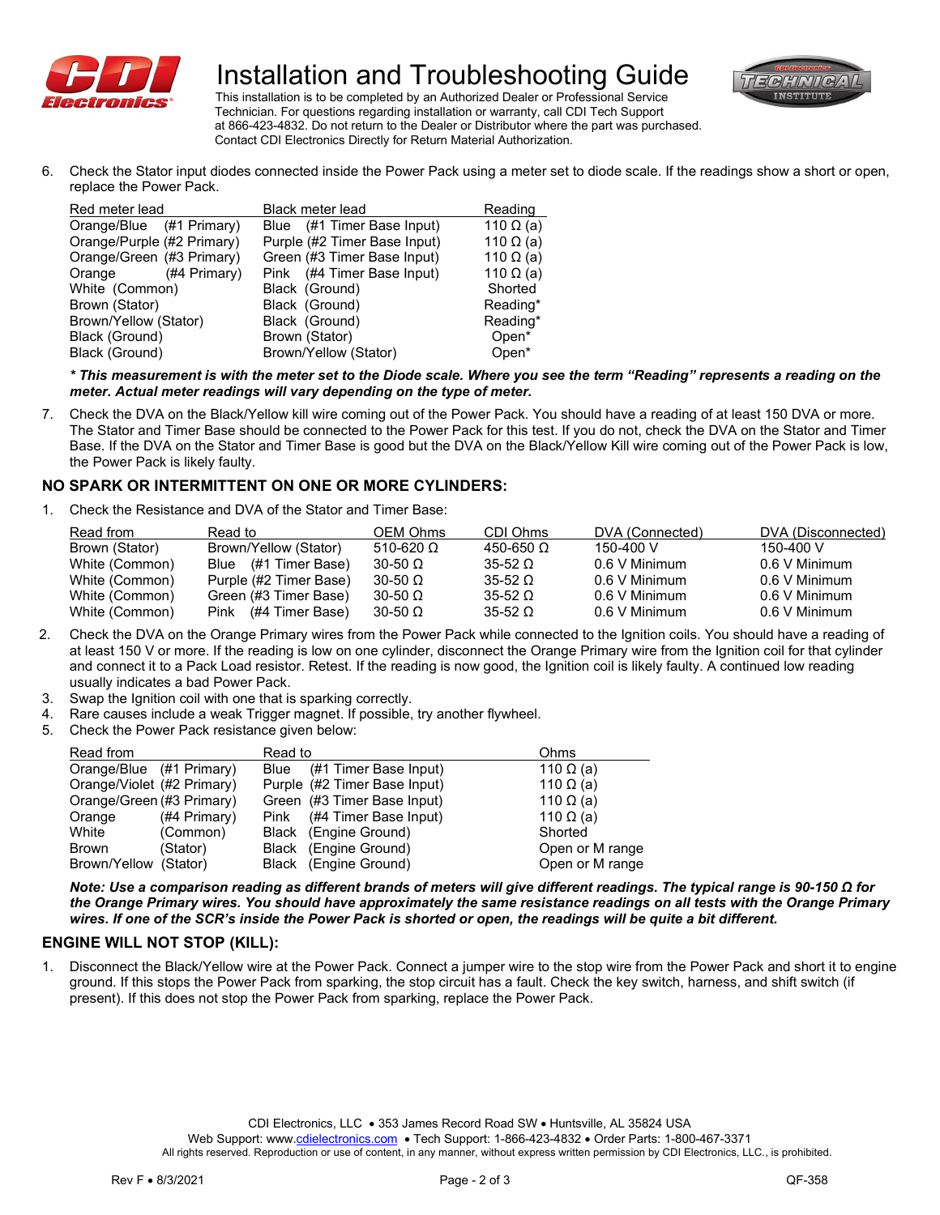# Installation and Troubleshooting Guide

This installation is to be completed by an Authorized Dealer or Professional Service Technician. For questions regarding installation or warranty, call CDI Tech Support at 866-423-4832. Do not return to the Dealer or Distributor where the part was purchased. Contact CDI Electronics Directly for Return Material Authorization.

6. Check the Stator input diodes connected inside the Power Pack using a meter set to diode scale. If the readings show a short or open, replace the Power Pack.

| Red meter lead | Black meter lead | Reading |
|---|---|---|
| Orange/Blue (#1 Primary) | Blue (#1 Timer Base Input) | 110 Ω (a) |
| Orange/Purple (#2 Primary) | Purple (#2 Timer Base Input) | 110 Ω (a) |
| Orange/Green (#3 Primary) | Green (#3 Timer Base Input) | 110 Ω (a) |
| Orange (#4 Primary) | Pink (#4 Timer Base Input) | 110 Ω (a) |
| White (Common) | Black (Ground) | Shorted |
| Brown (Stator) | Black (Ground) | Reading* |
| Brown/Yellow (Stator) | Black (Ground) | Reading* |
| Black (Ground) | Brown (Stator) | Open* |
| Black (Ground) | Brown/Yellow (Stator) | Open* |

***\* This measurement is with the meter set to the Diode scale. Where you see the term "Reading" represents a reading on the meter. Actual meter readings will vary depending on the type of meter.***

7. Check the DVA on the Black/Yellow kill wire coming out of the Power Pack. You should have a reading of at least 150 DVA or more. The Stator and Timer Base should be connected to the Power Pack for this test. If you do not, check the DVA on the Stator and Timer Base. If the DVA on the Stator and Timer Base is good but the DVA on the Black/Yellow Kill wire coming out of the Power Pack is low, the Power Pack is likely faulty.

## NO SPARK OR INTERMITTENT ON ONE OR MORE CYLINDERS:

1. Check the Resistance and DVA of the Stator and Timer Base:

| Read from | Read to | OEM Ohms | CDI Ohms | DVA (Connected) | DVA (Disconnected) |
|---|---|---|---|---|---|
| Brown (Stator) | Brown/Yellow (Stator) | 510-620 Ω | 450-650 Ω | 150-400 V | 150-400 V |
| White (Common) | Blue (#1 Timer Base) | 30-50 Ω | 35-52 Ω | 0.6 V Minimum | 0.6 V Minimum |
| White (Common) | Purple (#2 Timer Base) | 30-50 Ω | 35-52 Ω | 0.6 V Minimum | 0.6 V Minimum |
| White (Common) | Green (#3 Timer Base) | 30-50 Ω | 35-52 Ω | 0.6 V Minimum | 0.6 V Minimum |
| White (Common) | Pink (#4 Timer Base) | 30-50 Ω | 35-52 Ω | 0.6 V Minimum | 0.6 V Minimum |

2. Check the DVA on the Orange Primary wires from the Power Pack while connected to the Ignition coils. You should have a reading of at least 150 V or more. If the reading is low on one cylinder, disconnect the Orange Primary wire from the Ignition coil for that cylinder and connect it to a Pack Load resistor. Retest. If the reading is now good, the Ignition coil is likely faulty. A continued low reading usually indicates a bad Power Pack.
3. Swap the Ignition coil with one that is sparking correctly.
4. Rare causes include a weak Trigger magnet. If possible, try another flywheel.
5. Check the Power Pack resistance given below:

| Read from | Read to | Ohms |
|---|---|---|
| Orange/Blue (#1 Primary) | Blue (#1 Timer Base Input) | 110 Ω (a) |
| Orange/Violet (#2 Primary) | Purple (#2 Timer Base Input) | 110 Ω (a) |
| Orange/Green (#3 Primary) | Green (#3 Timer Base Input) | 110 Ω (a) |
| Orange (#4 Primary) | Pink (#4 Timer Base Input) | 110 Ω (a) |
| White (Common) | Black (Engine Ground) | Shorted |
| Brown (Stator) | Black (Engine Ground) | Open or M range |
| Brown/Yellow (Stator) | Black (Engine Ground) | Open or M range |

***Note: Use a comparison reading as different brands of meters will give different readings. The typical range is 90-150 Ω for the Orange Primary wires. You should have approximately the same resistance readings on all tests with the Orange Primary wires. If one of the SCR's inside the Power Pack is shorted or open, the readings will be quite a bit different.***

## ENGINE WILL NOT STOP (KILL):

1. Disconnect the Black/Yellow wire at the Power Pack. Connect a jumper wire to the stop wire from the Power Pack and short it to engine ground. If this stops the Power Pack from sparking, the stop circuit has a fault. Check the key switch, harness, and shift switch (if present). If this does not stop the Power Pack from sparking, replace the Power Pack.

CDI Electronics, LLC • 353 James Record Road SW • Huntsville, AL 35824 USA
Web Support: www.cdielectronics.com • Tech Support: 1-866-423-4832 • Order Parts: 1-800-467-3371
All rights reserved. Reproduction or use of content, in any manner, without express written permission by CDI Electronics, LLC., is prohibited.

Rev F • 8/3/2021 QF-358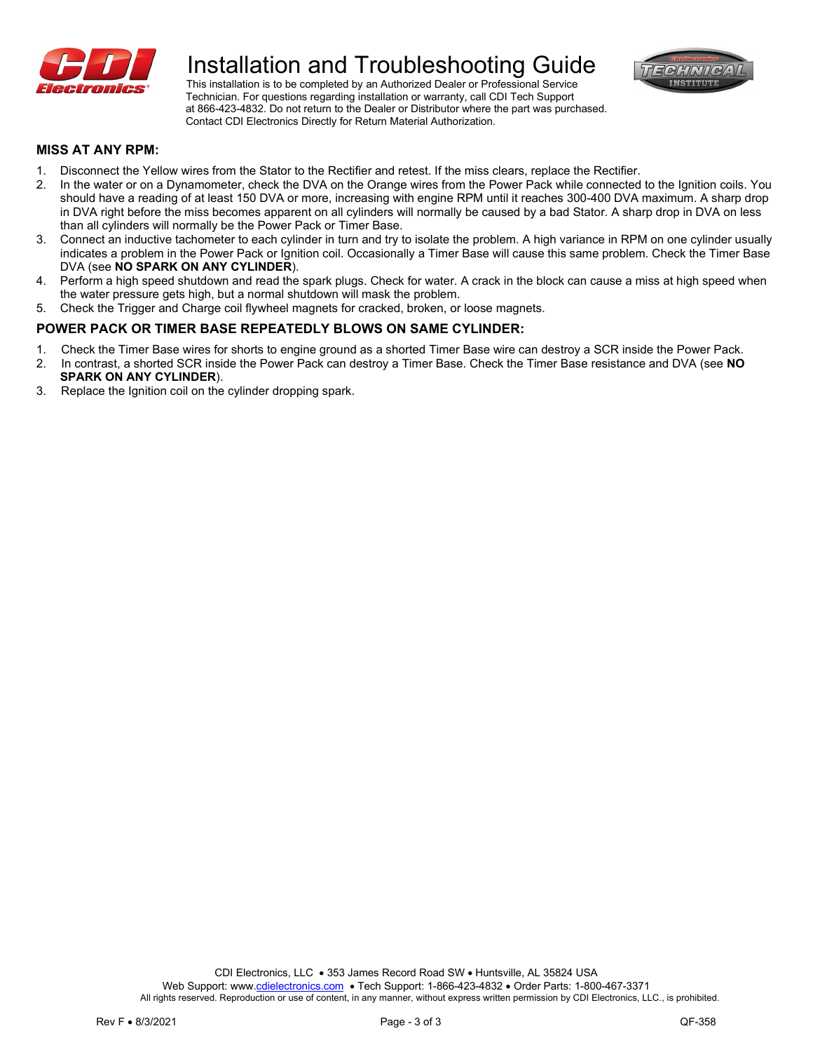# Installation and Troubleshooting Guide

This installation is to be completed by an Authorized Dealer or Professional Service Technician. For questions regarding installation or warranty, call CDI Tech Support at 866-423-4832. Do not return to the Dealer or Distributor where the part was purchased. Contact CDI Electronics Directly for Return Material Authorization.

## MISS AT ANY RPM:

1. Disconnect the Yellow wires from the Stator to the Rectifier and retest. If the miss clears, replace the Rectifier.
2. In the water or on a Dynamometer, check the DVA on the Orange wires from the Power Pack while connected to the Ignition coils. You should have a reading of at least 150 DVA or more, increasing with engine RPM until it reaches 300-400 DVA maximum. A sharp drop in DVA right before the miss becomes apparent on all cylinders will normally be caused by a bad Stator. A sharp drop in DVA on less than all cylinders will normally be the Power Pack or Timer Base.
3. Connect an inductive tachometer to each cylinder in turn and try to isolate the problem. A high variance in RPM on one cylinder usually indicates a problem in the Power Pack or Ignition coil. Occasionally a Timer Base will cause this same problem. Check the Timer Base DVA (see **NO SPARK ON ANY CYLINDER**).
4. Perform a high speed shutdown and read the spark plugs. Check for water. A crack in the block can cause a miss at high speed when the water pressure gets high, but a normal shutdown will mask the problem.
5. Check the Trigger and Charge coil flywheel magnets for cracked, broken, or loose magnets.

## POWER PACK OR TIMER BASE REPEATEDLY BLOWS ON SAME CYLINDER:

1. Check the Timer Base wires for shorts to engine ground as a shorted Timer Base wire can destroy a SCR inside the Power Pack.
2. In contrast, a shorted SCR inside the Power Pack can destroy a Timer Base. Check the Timer Base resistance and DVA (see **NO SPARK ON ANY CYLINDER**).
3. Replace the Ignition coil on the cylinder dropping spark.

CDI Electronics, LLC • 353 James Record Road SW • Huntsville, AL 35824 USA
Web Support: www.cdielectronics.com • Tech Support: 1-866-423-4832 • Order Parts: 1-800-467-3371
All rights reserved. Reproduction or use of content, in any manner, without express written permission by CDI Electronics, LLC., is prohibited.

Rev F • 8/3/2021 QF-358